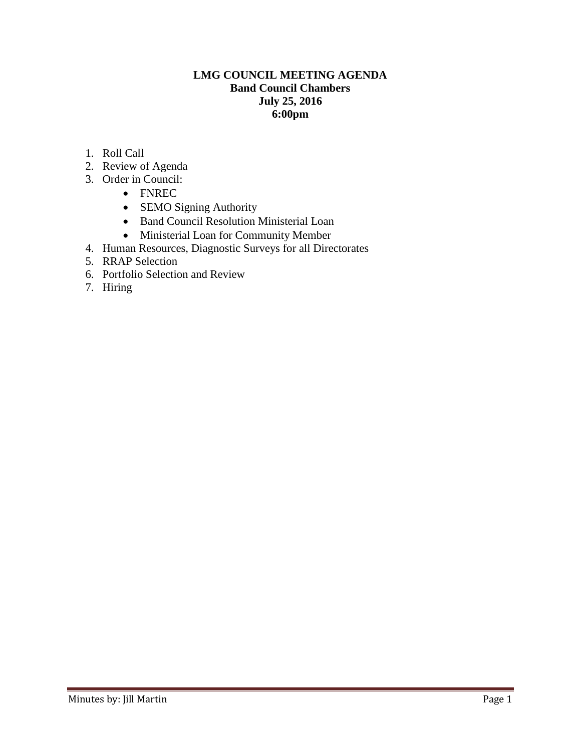# LMG COUNCIL MEETING AGENDA
**Band Council Chambers**
**July 25, 2016**
**6:00pm**

1. Roll Call
2. Review of Agenda
3. Order in Council:
   - FNREC
   - SEMO Signing Authority
   - Band Council Resolution Ministerial Loan
   - Ministerial Loan for Community Member
4. Human Resources, Diagnostic Surveys for all Directorates
5. RRAP Selection
6. Portfolio Selection and Review
7. Hiring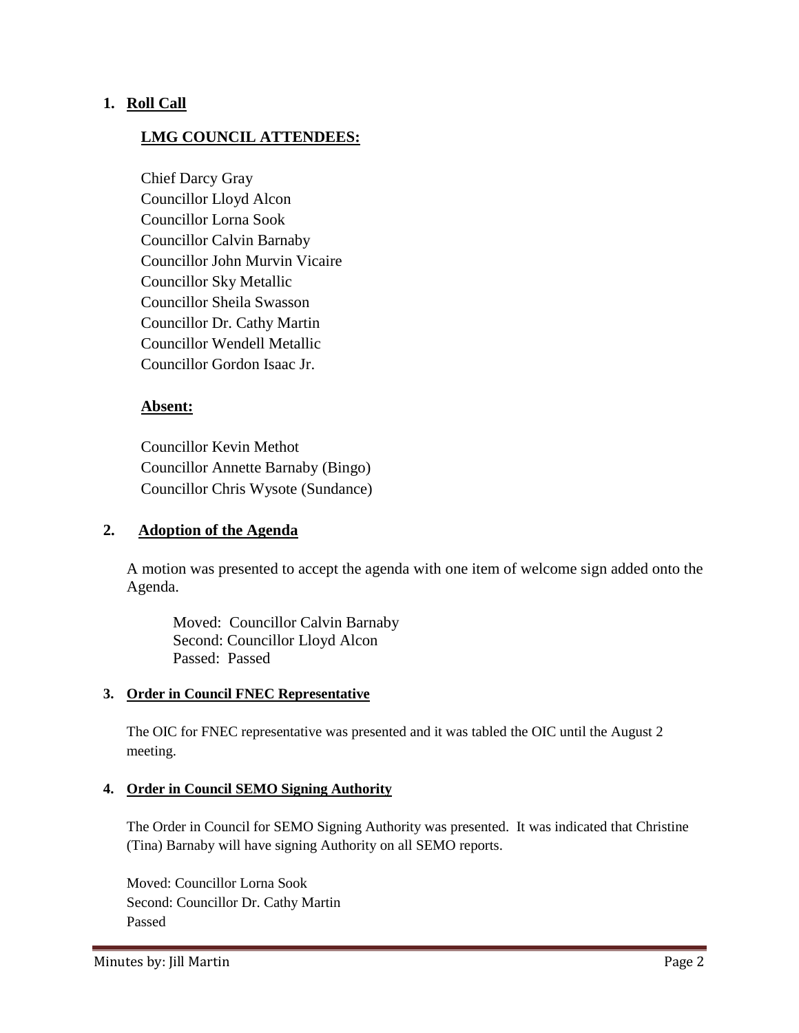## 1. Roll Call

### LMG COUNCIL ATTENDEES:

Chief Darcy Gray
Councillor Lloyd Alcon
Councillor Lorna Sook
Councillor Calvin Barnaby
Councillor John Murvin Vicaire
Councillor Sky Metallic
Councillor Sheila Swasson
Councillor Dr. Cathy Martin
Councillor Wendell Metallic
Councillor Gordon Isaac Jr.

### Absent:

Councillor Kevin Methot
Councillor Annette Barnaby (Bingo)
Councillor Chris Wysote (Sundance)

## 2. Adoption of the Agenda

A motion was presented to accept the agenda with one item of welcome sign added onto the Agenda.

Moved: Councillor Calvin Barnaby
Second: Councillor Lloyd Alcon
Passed: Passed

## 3. Order in Council FNEC Representative

The OIC for FNEC representative was presented and it was tabled the OIC until the August 2 meeting.

## 4. Order in Council SEMO Signing Authority

The Order in Council for SEMO Signing Authority was presented. It was indicated that Christine (Tina) Barnaby will have signing Authority on all SEMO reports.

Moved: Councillor Lorna Sook
Second: Councillor Dr. Cathy Martin
Passed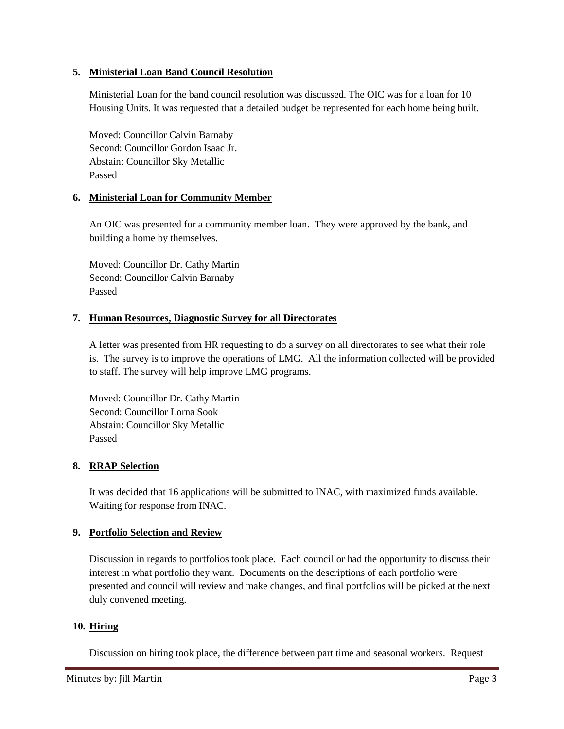5. **Ministerial Loan Band Council Resolution**

   Ministerial Loan for the band council resolution was discussed. The OIC was for a loan for 10 Housing Units. It was requested that a detailed budget be represented for each home being built.

   Moved: Councillor Calvin Barnaby
   Second: Councillor Gordon Isaac Jr.
   Abstain: Councillor Sky Metallic
   Passed

6. **Ministerial Loan for Community Member**

   An OIC was presented for a community member loan. They were approved by the bank, and building a home by themselves.

   Moved: Councillor Dr. Cathy Martin
   Second: Councillor Calvin Barnaby
   Passed

7. **Human Resources, Diagnostic Survey for all Directorates**

   A letter was presented from HR requesting to do a survey on all directorates to see what their role is. The survey is to improve the operations of LMG. All the information collected will be provided to staff. The survey will help improve LMG programs.

   Moved: Councillor Dr. Cathy Martin
   Second: Councillor Lorna Sook
   Abstain: Councillor Sky Metallic
   Passed

8. **RRAP Selection**

   It was decided that 16 applications will be submitted to INAC, with maximized funds available. Waiting for response from INAC.

9. **Portfolio Selection and Review**

   Discussion in regards to portfolios took place. Each councillor had the opportunity to discuss their interest in what portfolio they want. Documents on the descriptions of each portfolio were presented and council will review and make changes, and final portfolios will be picked at the next duly convened meeting.

10. **Hiring**

    Discussion on hiring took place, the difference between part time and seasonal workers. Request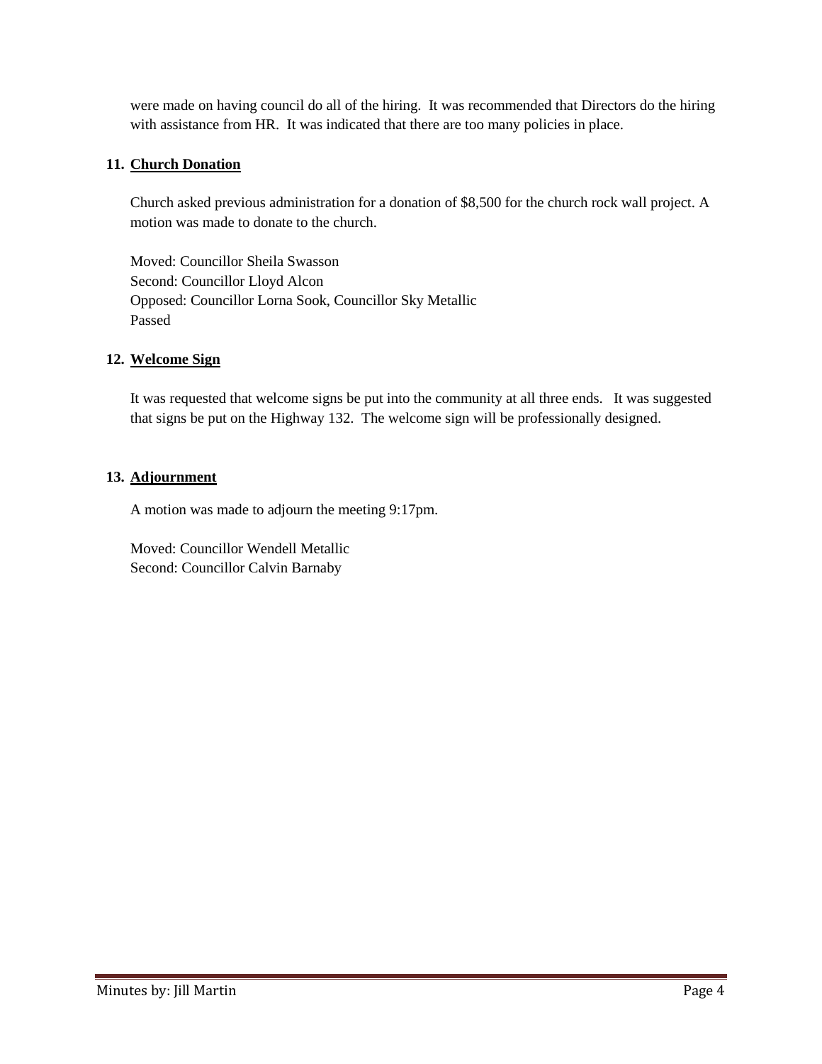were made on having council do all of the hiring. It was recommended that Directors do the hiring with assistance from HR. It was indicated that there are too many policies in place.

**11. Church Donation**

Church asked previous administration for a donation of $8,500 for the church rock wall project. A motion was made to donate to the church.

Moved: Councillor Sheila Swasson
Second: Councillor Lloyd Alcon
Opposed: Councillor Lorna Sook, Councillor Sky Metallic
Passed

**12. Welcome Sign**

It was requested that welcome signs be put into the community at all three ends. It was suggested that signs be put on the Highway 132. The welcome sign will be professionally designed.

**13. Adjournment**

A motion was made to adjourn the meeting 9:17pm.

Moved: Councillor Wendell Metallic
Second: Councillor Calvin Barnaby